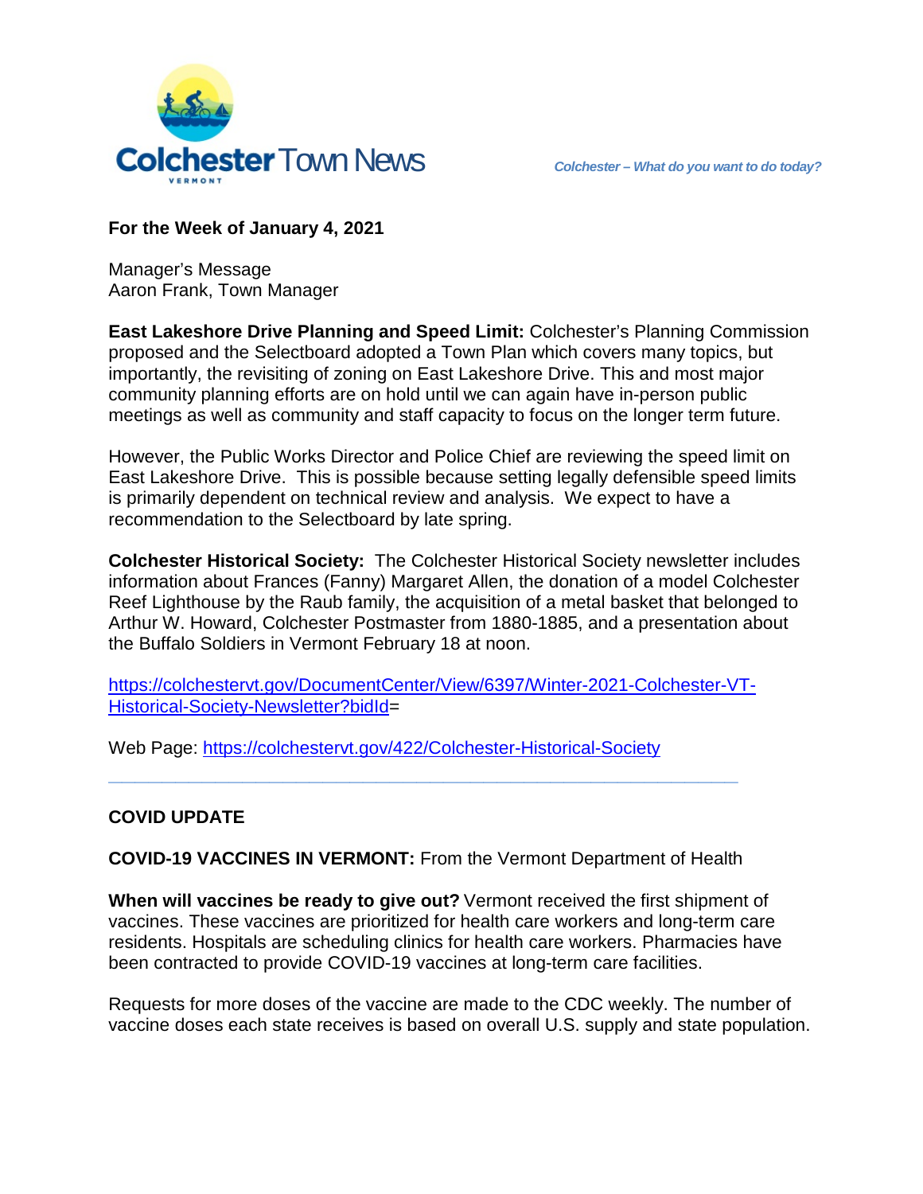# Colchester Town News

VERMONT

*Colchester – What do you want to do today?*

**For the Week of January 4, 2021**

Manager's Message
Aaron Frank, Town Manager

**East Lakeshore Drive Planning and Speed Limit:** Colchester's Planning Commission proposed and the Selectboard adopted a Town Plan which covers many topics, but importantly, the revisiting of zoning on East Lakeshore Drive. This and most major community planning efforts are on hold until we can again have in-person public meetings as well as community and staff capacity to focus on the longer term future.

However, the Public Works Director and Police Chief are reviewing the speed limit on East Lakeshore Drive. This is possible because setting legally defensible speed limits is primarily dependent on technical review and analysis. We expect to have a recommendation to the Selectboard by late spring.

**Colchester Historical Society:** The Colchester Historical Society newsletter includes information about Frances (Fanny) Margaret Allen, the donation of a model Colchester Reef Lighthouse by the Raub family, the acquisition of a metal basket that belonged to Arthur W. Howard, Colchester Postmaster from 1880-1885, and a presentation about the Buffalo Soldiers in Vermont February 18 at noon.

https://colchestervt.gov/DocumentCenter/View/6397/Winter-2021-Colchester-VT-Historical-Society-Newsletter?bidId=

Web Page: https://colchestervt.gov/422/Colchester-Historical-Society

---

**COVID UPDATE**

**COVID-19 VACCINES IN VERMONT:** From the Vermont Department of Health

**When will vaccines be ready to give out?** Vermont received the first shipment of vaccines. These vaccines are prioritized for health care workers and long-term care residents. Hospitals are scheduling clinics for health care workers. Pharmacies have been contracted to provide COVID-19 vaccines at long-term care facilities.

Requests for more doses of the vaccine are made to the CDC weekly. The number of vaccine doses each state receives is based on overall U.S. supply and state population.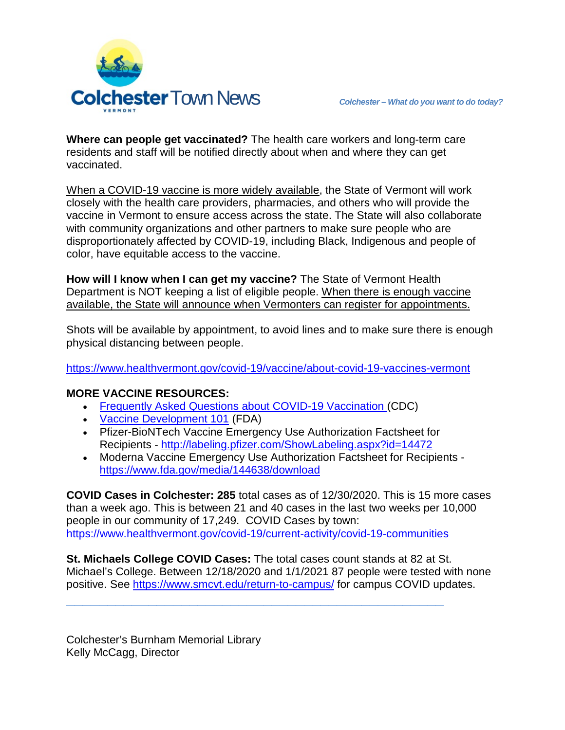**Where can people get vaccinated?** The health care workers and long-term care residents and staff will be notified directly about when and where they can get vaccinated.

When a COVID-19 vaccine is more widely available, the State of Vermont will work closely with the health care providers, pharmacies, and others who will provide the vaccine in Vermont to ensure access across the state. The State will also collaborate with community organizations and other partners to make sure people who are disproportionately affected by COVID-19, including Black, Indigenous and people of color, have equitable access to the vaccine.

**How will I know when I can get my vaccine?** The State of Vermont Health Department is NOT keeping a list of eligible people. When there is enough vaccine available, the State will announce when Vermonters can register for appointments.

Shots will be available by appointment, to avoid lines and to make sure there is enough physical distancing between people.

https://www.healthvermont.gov/covid-19/vaccine/about-covid-19-vaccines-vermont

**MORE VACCINE RESOURCES:**

- Frequently Asked Questions about COVID-19 Vaccination (CDC)
- Vaccine Development 101 (FDA)
- Pfizer-BioNTech Vaccine Emergency Use Authorization Factsheet for Recipients - http://labeling.pfizer.com/ShowLabeling.aspx?id=14472
- Moderna Vaccine Emergency Use Authorization Factsheet for Recipients - https://www.fda.gov/media/144638/download

**COVID Cases in Colchester: 285** total cases as of 12/30/2020. This is 15 more cases than a week ago. This is between 21 and 40 cases in the last two weeks per 10,000 people in our community of 17,249. COVID Cases by town: https://www.healthvermont.gov/covid-19/current-activity/covid-19-communities

**St. Michaels College COVID Cases:** The total cases count stands at 82 at St. Michael's College. Between 12/18/2020 and 1/1/2021 87 people were tested with none positive. See https://www.smcvt.edu/return-to-campus/ for campus COVID updates.

---

Colchester's Burnham Memorial Library
Kelly McCagg, Director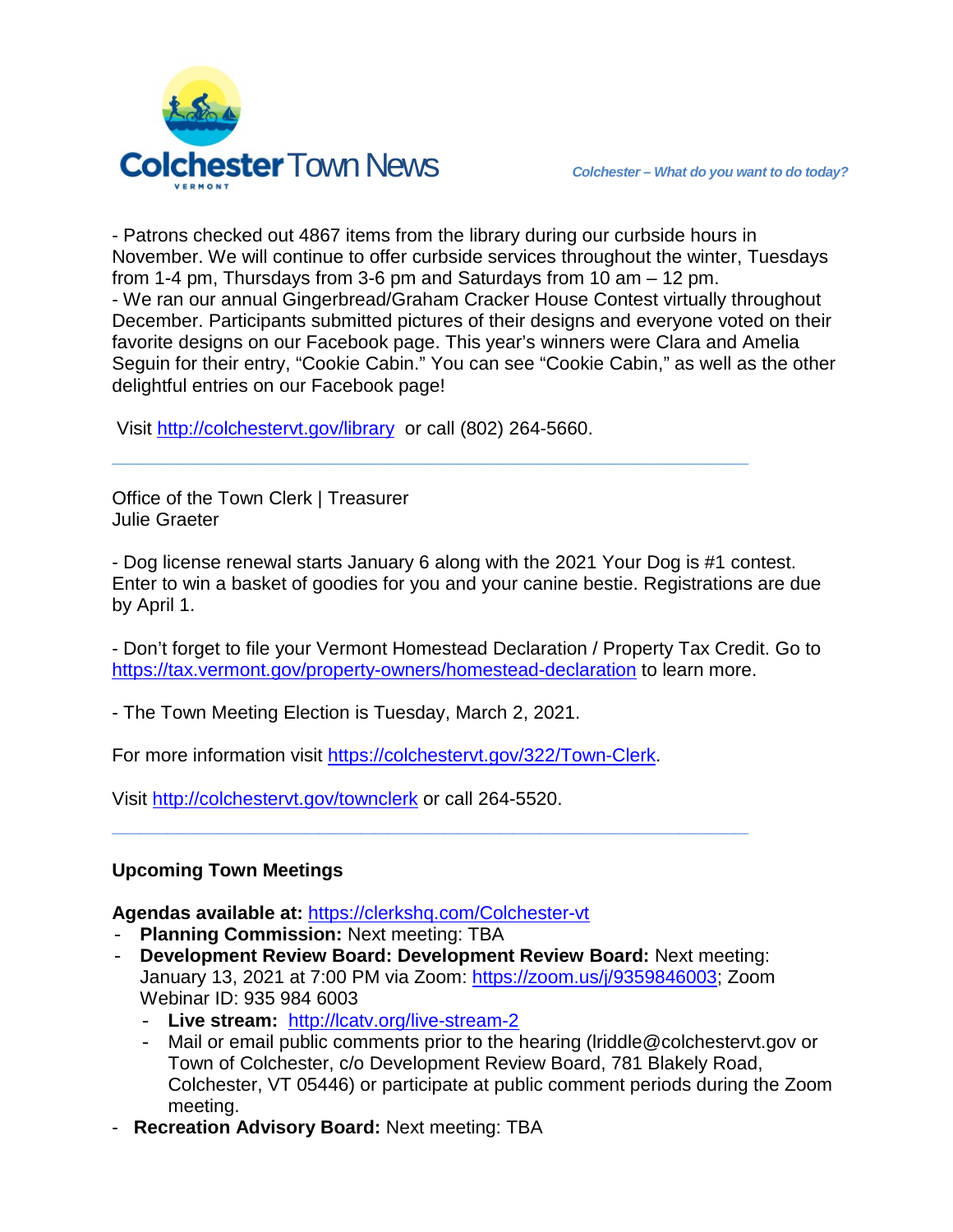- Patrons checked out 4867 items from the library during our curbside hours in November. We will continue to offer curbside services throughout the winter, Tuesdays from 1-4 pm, Thursdays from 3-6 pm and Saturdays from 10 am – 12 pm.
- We ran our annual Gingerbread/Graham Cracker House Contest virtually throughout December. Participants submitted pictures of their designs and everyone voted on their favorite designs on our Facebook page. This year's winners were Clara and Amelia Seguin for their entry, "Cookie Cabin." You can see "Cookie Cabin," as well as the other delightful entries on our Facebook page!

Visit http://colchestervt.gov/library or call (802) 264-5660.

---

Office of the Town Clerk | Treasurer
Julie Graeter

- Dog license renewal starts January 6 along with the 2021 Your Dog is #1 contest. Enter to win a basket of goodies for you and your canine bestie. Registrations are due by April 1.

- Don't forget to file your Vermont Homestead Declaration / Property Tax Credit. Go to https://tax.vermont.gov/property-owners/homestead-declaration to learn more.

- The Town Meeting Election is Tuesday, March 2, 2021.

For more information visit https://colchestervt.gov/322/Town-Clerk.

Visit http://colchestervt.gov/townclerk or call 264-5520.

---

**Upcoming Town Meetings**

**Agendas available at:** https://clerkshq.com/Colchester-vt

- **Planning Commission:** Next meeting: TBA
- **Development Review Board: Development Review Board:** Next meeting: January 13, 2021 at 7:00 PM via Zoom: https://zoom.us/j/9359846003; Zoom Webinar ID: 935 984 6003
  - **Live stream:** http://lcatv.org/live-stream-2
  - Mail or email public comments prior to the hearing (lriddle@colchestervt.gov or Town of Colchester, c/o Development Review Board, 781 Blakely Road, Colchester, VT 05446) or participate at public comment periods during the Zoom meeting.
- **Recreation Advisory Board:** Next meeting: TBA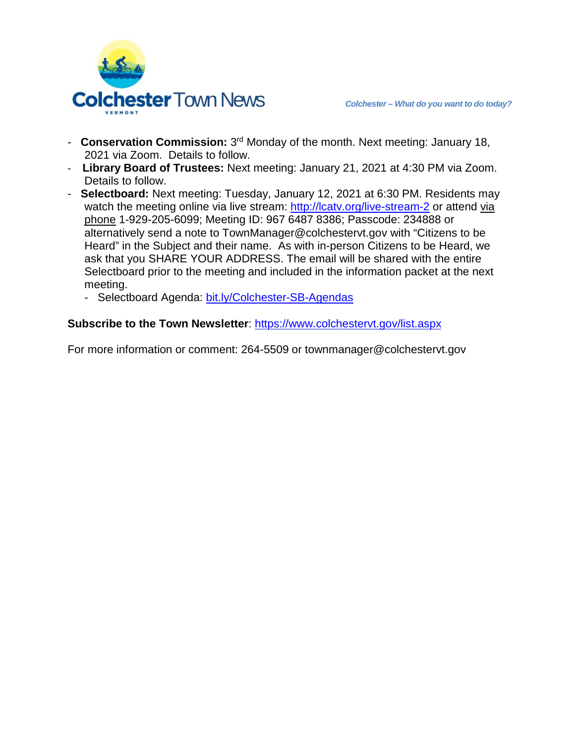- **Conservation Commission:** 3rd Monday of the month. Next meeting: January 18, 2021 via Zoom. Details to follow.
- **Library Board of Trustees:** Next meeting: January 21, 2021 at 4:30 PM via Zoom. Details to follow.
- **Selectboard:** Next meeting: Tuesday, January 12, 2021 at 6:30 PM. Residents may watch the meeting online via live stream: http://lcatv.org/live-stream-2 or attend via phone 1-929-205-6099; Meeting ID: 967 6487 8386; Passcode: 234888 or alternatively send a note to TownManager@colchestervt.gov with "Citizens to be Heard" in the Subject and their name. As with in-person Citizens to be Heard, we ask that you SHARE YOUR ADDRESS. The email will be shared with the entire Selectboard prior to the meeting and included in the information packet at the next meeting.
  - Selectboard Agenda: bit.ly/Colchester-SB-Agendas

**Subscribe to the Town Newsletter**: https://www.colchestervt.gov/list.aspx

For more information or comment: 264-5509 or townmanager@colchestervt.gov